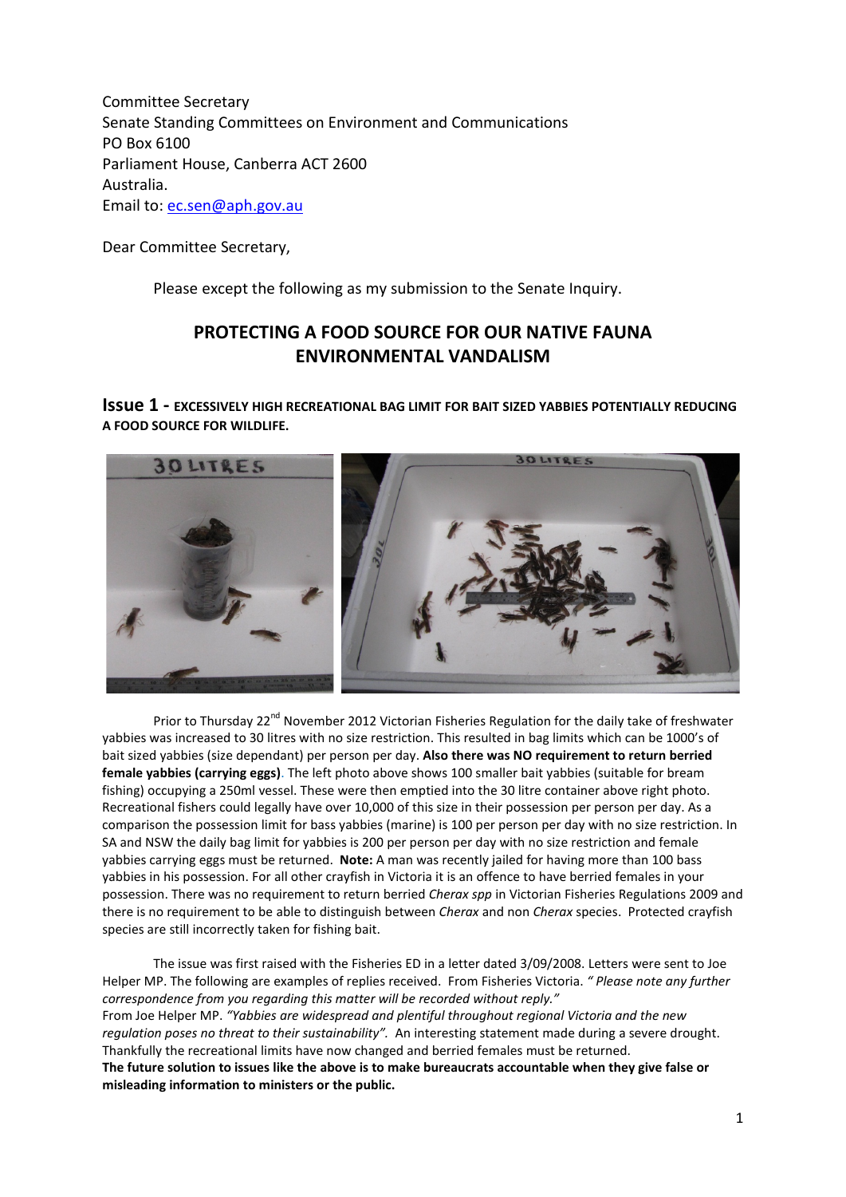Committee Secretary
Senate Standing Committees on Environment and Communications
PO Box 6100
Parliament House, Canberra ACT 2600
Australia.
Email to: ec.sen@aph.gov.au

Dear Committee Secretary,

Please except the following as my submission to the Senate Inquiry.

## PROTECTING A FOOD SOURCE FOR OUR NATIVE FAUNA ENVIRONMENTAL VANDALISM

### Issue 1 - EXCESSIVELY HIGH RECREATIONAL BAG LIMIT FOR BAIT SIZED YABBIES POTENTIALLY REDUCING A FOOD SOURCE FOR WILDLIFE.

Prior to Thursday 22nd November 2012 Victorian Fisheries Regulation for the daily take of freshwater yabbies was increased to 30 litres with no size restriction. This resulted in bag limits which can be 1000's of bait sized yabbies (size dependant) per person per day. **Also there was NO requirement to return berried female yabbies (carrying eggs)**. The left photo above shows 100 smaller bait yabbies (suitable for bream fishing) occupying a 250ml vessel. These were then emptied into the 30 litre container above right photo. Recreational fishers could legally have over 10,000 of this size in their possession per person per day. As a comparison the possession limit for bass yabbies (marine) is 100 per person per day with no size restriction. In SA and NSW the daily bag limit for yabbies is 200 per person per day with no size restriction and female yabbies carrying eggs must be returned. **Note:** A man was recently jailed for having more than 100 bass yabbies in his possession. For all other crayfish in Victoria it is an offence to have berried females in your possession. There was no requirement to return berried *Cherax spp* in Victorian Fisheries Regulations 2009 and there is no requirement to be able to distinguish between *Cherax* and non *Cherax* species. Protected crayfish species are still incorrectly taken for fishing bait.

The issue was first raised with the Fisheries ED in a letter dated 3/09/2008. Letters were sent to Joe Helper MP. The following are examples of replies received. From Fisheries Victoria. *" Please note any further correspondence from you regarding this matter will be recorded without reply."*
From Joe Helper MP. *"Yabbies are widespread and plentiful throughout regional Victoria and the new regulation poses no threat to their sustainability".* An interesting statement made during a severe drought. Thankfully the recreational limits have now changed and berried females must be returned.
**The future solution to issues like the above is to make bureaucrats accountable when they give false or misleading information to ministers or the public.**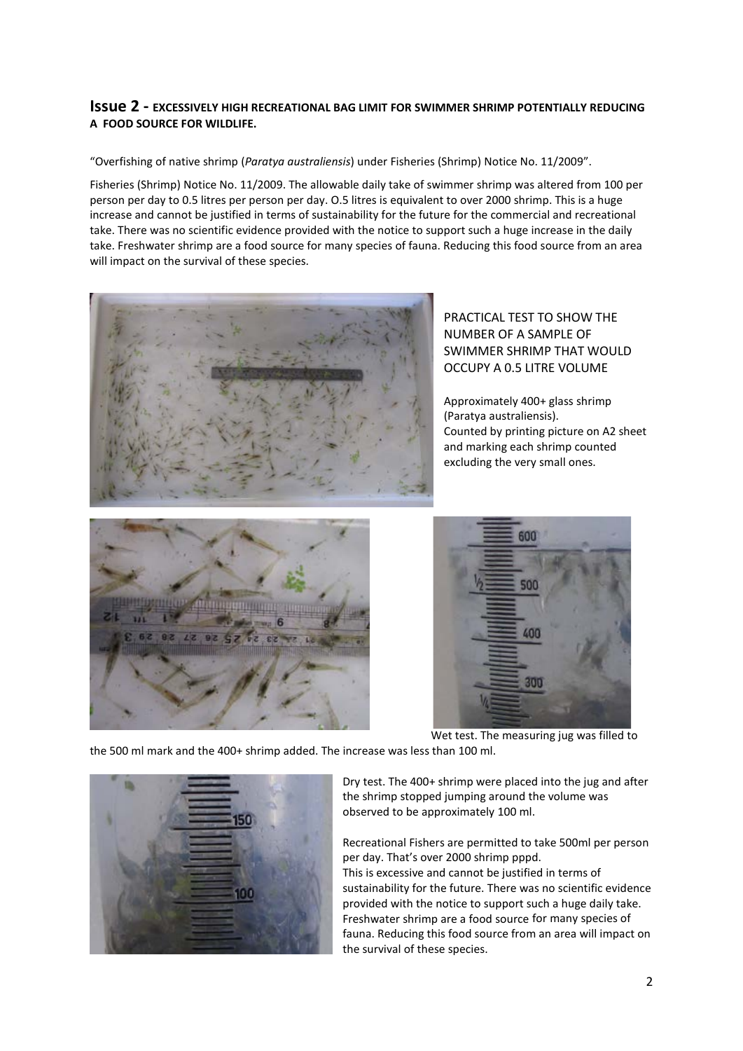## Issue 2 - EXCESSIVELY HIGH RECREATIONAL BAG LIMIT FOR SWIMMER SHRIMP POTENTIALLY REDUCING A FOOD SOURCE FOR WILDLIFE.

"Overfishing of native shrimp (*Paratya australiensis*) under Fisheries (Shrimp) Notice No. 11/2009".

Fisheries (Shrimp) Notice No. 11/2009. The allowable daily take of swimmer shrimp was altered from 100 per person per day to 0.5 litres per person per day. O.5 litres is equivalent to over 2000 shrimp. This is a huge increase and cannot be justified in terms of sustainability for the future for the commercial and recreational take. There was no scientific evidence provided with the notice to support such a huge increase in the daily take. Freshwater shrimp are a food source for many species of fauna. Reducing this food source from an area will impact on the survival of these species.

PRACTICAL TEST TO SHOW THE NUMBER OF A SAMPLE OF SWIMMER SHRIMP THAT WOULD OCCUPY A 0.5 LITRE VOLUME

Approximately 400+ glass shrimp (Paratya australiensis). Counted by printing picture on A2 sheet and marking each shrimp counted excluding the very small ones.

Wet test. The measuring jug was filled to the 500 ml mark and the 400+ shrimp added. The increase was less than 100 ml.

Dry test. The 400+ shrimp were placed into the jug and after the shrimp stopped jumping around the volume was observed to be approximately 100 ml.

Recreational Fishers are permitted to take 500ml per person per day. That's over 2000 shrimp pppd.
This is excessive and cannot be justified in terms of sustainability for the future. There was no scientific evidence provided with the notice to support such a huge daily take. Freshwater shrimp are a food source for many species of fauna. Reducing this food source from an area will impact on the survival of these species.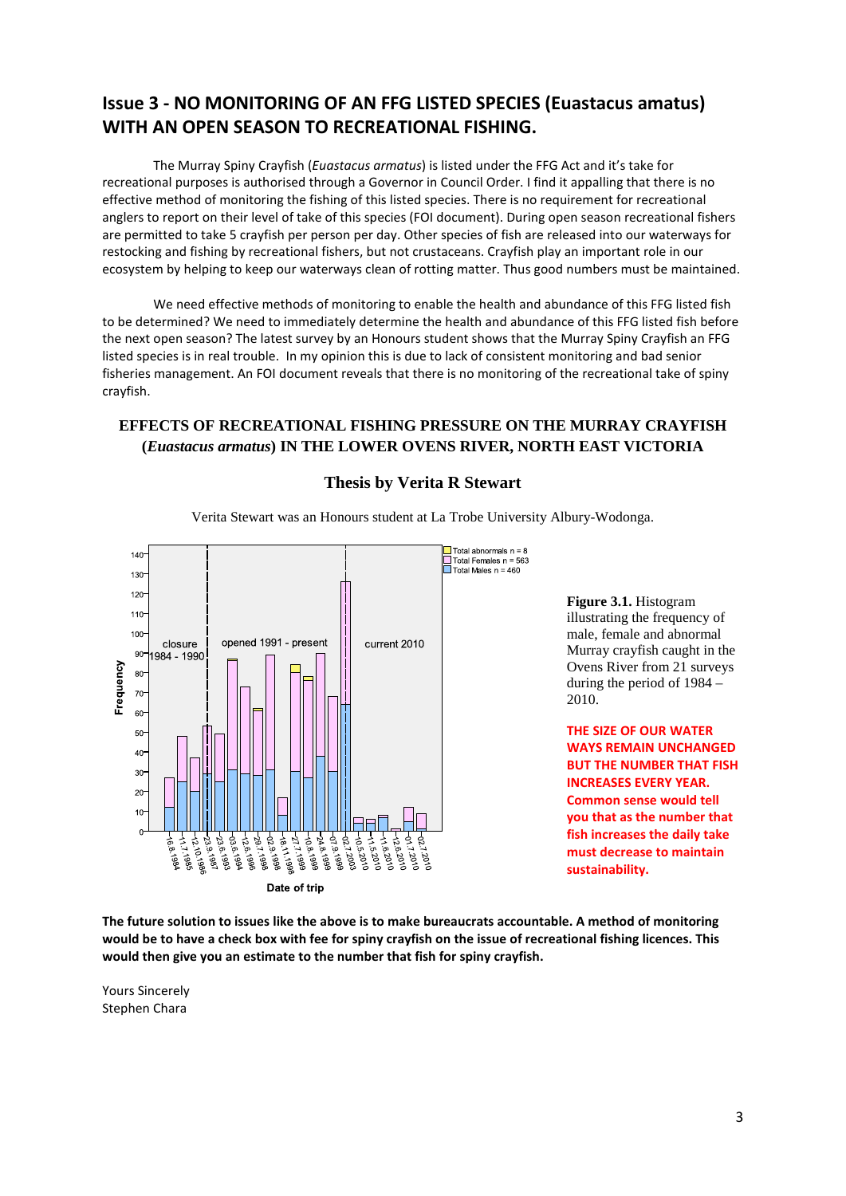## Issue 3 - NO MONITORING OF AN FFG LISTED SPECIES (Euastacus amatus) WITH AN OPEN SEASON TO RECREATIONAL FISHING.

The Murray Spiny Crayfish (*Euastacus armatus*) is listed under the FFG Act and it's take for recreational purposes is authorised through a Governor in Council Order. I find it appalling that there is no effective method of monitoring the fishing of this listed species. There is no requirement for recreational anglers to report on their level of take of this species (FOI document). During open season recreational fishers are permitted to take 5 crayfish per person per day. Other species of fish are released into our waterways for restocking and fishing by recreational fishers, but not crustaceans. Crayfish play an important role in our ecosystem by helping to keep our waterways clean of rotting matter. Thus good numbers must be maintained.

We need effective methods of monitoring to enable the health and abundance of this FFG listed fish to be determined? We need to immediately determine the health and abundance of this FFG listed fish before the next open season? The latest survey by an Honours student shows that the Murray Spiny Crayfish an FFG listed species is in real trouble. In my opinion this is due to lack of consistent monitoring and bad senior fisheries management. An FOI document reveals that there is no monitoring of the recreational take of spiny crayfish.

### EFFECTS OF RECREATIONAL FISHING PRESSURE ON THE MURRAY CRAYFISH (*Euastacus armatus*) IN THE LOWER OVENS RIVER, NORTH EAST VICTORIA

**Thesis by Verita R Stewart**

Verita Stewart was an Honours student at La Trobe University Albury-Wodonga.

Total abnormals n = 8
Total Females n = 563
Total Males n = 460

closure 1984 - 1990
opened 1991 - present
current 2010

Frequency

0, 10, 20, 30, 40, 50, 60, 70, 80, 90, 100, 110, 120, 130, 140

16.8.1984, 11.7.1985, 12.10.1986, 23.9.1987, 23.6.1993, 03.6.1994, 12.6.1996, 29.7.1998, 02.9.1998, 18.11.1998, 27.7.1999, 10.8.1999, 24.8.1999, 07.9.1999, 02.7.2003, 10.5.2010, 11.5.2010, 11.6.2010, 12.6.2010, 01.7.2010, 02.7.2010

Date of trip

**Figure 3.1.** Histogram illustrating the frequency of male, female and abnormal Murray crayfish caught in the Ovens River from 21 surveys during the period of 1984 – 2010.

**THE SIZE OF OUR WATER WAYS REMAIN UNCHANGED BUT THE NUMBER THAT FISH INCREASES EVERY YEAR. Common sense would tell you that as the number that fish increases the daily take must decrease to maintain sustainability.**

**The future solution to issues like the above is to make bureaucrats accountable. A method of monitoring would be to have a check box with fee for spiny crayfish on the issue of recreational fishing licences. This would then give you an estimate to the number that fish for spiny crayfish.**

Yours Sincerely
Stephen Chara